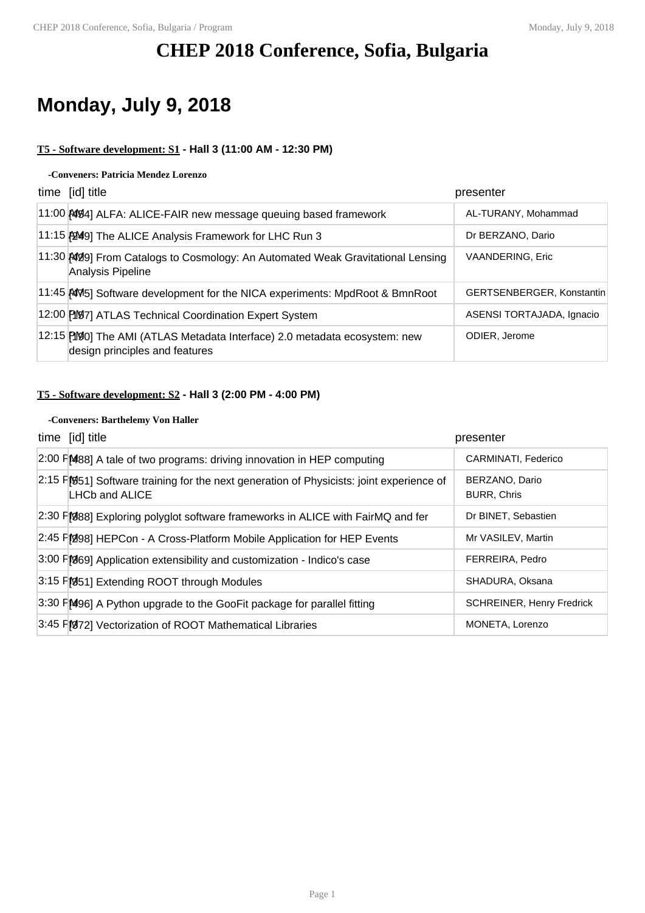# CHEP 2018 Conference, Sofia, Bulgaria

## Monday, July 9, 2018

### T5 - Software development: S1 - Hall 3 (11:00 AM - 12:30 PM)

**-Conveners: Patricia Mendez Lorenzo**

| time | [id] title | presenter |
|---|---|---|
| 11:00 AM | [454] ALFA: ALICE-FAIR new message queuing based framework | AL-TURANY, Mohammad |
| 11:15 AM | [249] The ALICE Analysis Framework for LHC Run 3 | Dr BERZANO, Dario |
| 11:30 AM | [429] From Catalogs to Cosmology: An Automated Weak Gravitational Lensing Analysis Pipeline | VAANDERING, Eric |
| 11:45 AM | [475] Software development for the NICA experiments: MpdRoot & BmnRoot | GERTSENBERGER, Konstantin |
| 12:00 PM | [157] ATLAS Technical Coordination Expert System | ASENSI TORTAJADA, Ignacio |
| 12:15 PM | [190] The AMI (ATLAS Metadata Interface) 2.0 metadata ecosystem: new design principles and features | ODIER, Jerome |

### T5 - Software development: S2 - Hall 3 (2:00 PM - 4:00 PM)

**-Conveners: Barthelemy Von Haller**

| time | [id] title | presenter |
|---|---|---|
| 2:00 PM | [488] A tale of two programs: driving innovation in HEP computing | CARMINATI, Federico |
| 2:15 PM | [551] Software training for the next generation of Physicists: joint experience of LHCb and ALICE | BERZANO, Dario<br>BURR, Chris |
| 2:30 PM | [388] Exploring polyglot software frameworks in ALICE with FairMQ and fer | Dr BINET, Sebastien |
| 2:45 PM | [298] HEPCon - A Cross-Platform Mobile Application for HEP Events | Mr VASILEV, Martin |
| 3:00 PM | [369] Application extensibility and customization - Indico's case | FERREIRA, Pedro |
| 3:15 PM | [351] Extending ROOT through Modules | SHADURA, Oksana |
| 3:30 PM | [496] A Python upgrade to the GooFit package for parallel fitting | SCHREINER, Henry Fredrick |
| 3:45 PM | [372] Vectorization of ROOT Mathematical Libraries | MONETA, Lorenzo |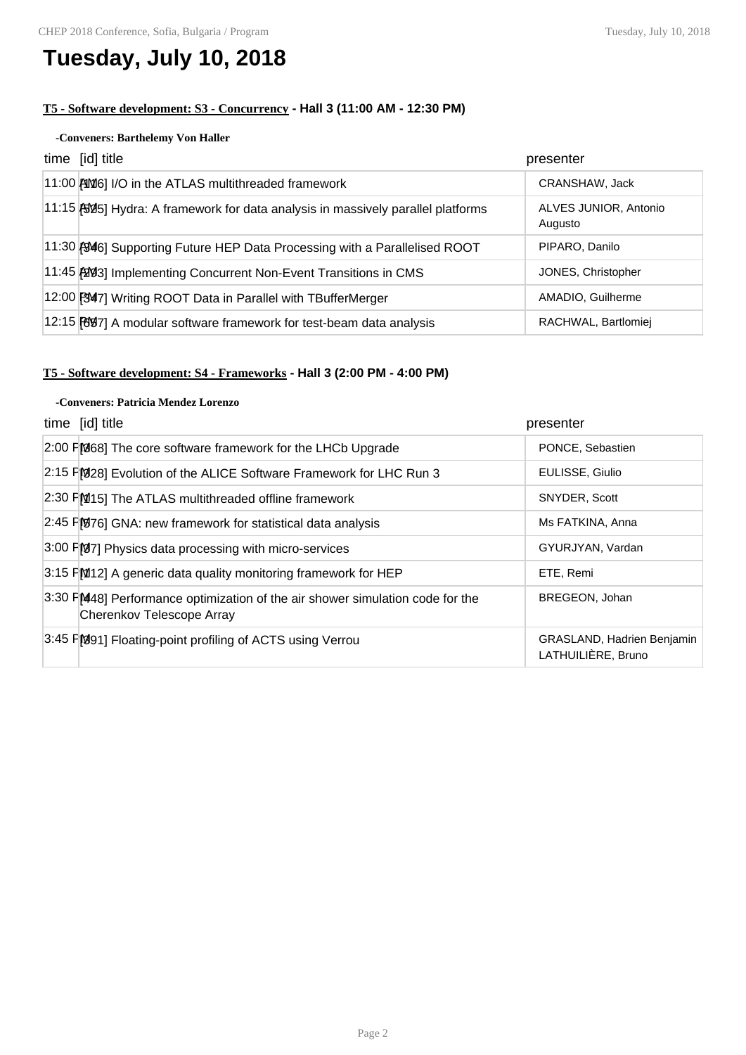# Tuesday, July 10, 2018

**T5 - Software development: S3 - Concurrency - Hall 3 (11:00 AM - 12:30 PM)**

**-Conveners: Barthelemy Von Haller**

| time | [id] title | presenter |
|---|---|---|
| 11:00 AM | [116] I/O in the ATLAS multithreaded framework | CRANSHAW, Jack |
| 11:15 AM | [525] Hydra: A framework for data analysis in massively parallel platforms | ALVES JUNIOR, Antonio Augusto |
| 11:30 AM | [346] Supporting Future HEP Data Processing with a Parallelised ROOT | PIPARO, Danilo |
| 11:45 AM | [203] Implementing Concurrent Non-Event Transitions in CMS | JONES, Christopher |
| 12:00 PM | [347] Writing ROOT Data in Parallel with TBufferMerger | AMADIO, Guilherme |
| 12:15 PM | [657] A modular software framework for test-beam data analysis | RACHWAL, Bartlomiej |

**T5 - Software development: S4 - Frameworks - Hall 3 (2:00 PM - 4:00 PM)**

**-Conveners: Patricia Mendez Lorenzo**

| time | [id] title | presenter |
|---|---|---|
| 2:00 PM | [368] The core software framework for the LHCb Upgrade | PONCE, Sebastien |
| 2:15 PM | [228] Evolution of the ALICE Software Framework for LHC Run 3 | EULISSE, Giulio |
| 2:30 PM | [115] The ATLAS multithreaded offline framework | SNYDER, Scott |
| 2:45 PM | [576] GNA: new framework for statistical data analysis | Ms FATKINA, Anna |
| 3:00 PM | [87] Physics data processing with micro-services | GYURJYAN, Vardan |
| 3:15 PM | [212] A generic data quality monitoring framework for HEP | ETE, Remi |
| 3:30 PM | [448] Performance optimization of the air shower simulation code for the Cherenkov Telescope Array | BREGEON, Johan |
| 3:45 PM | [891] Floating-point profiling of ACTS using Verrou | GRASLAND, Hadrien Benjamin LATHUILIÈRE, Bruno |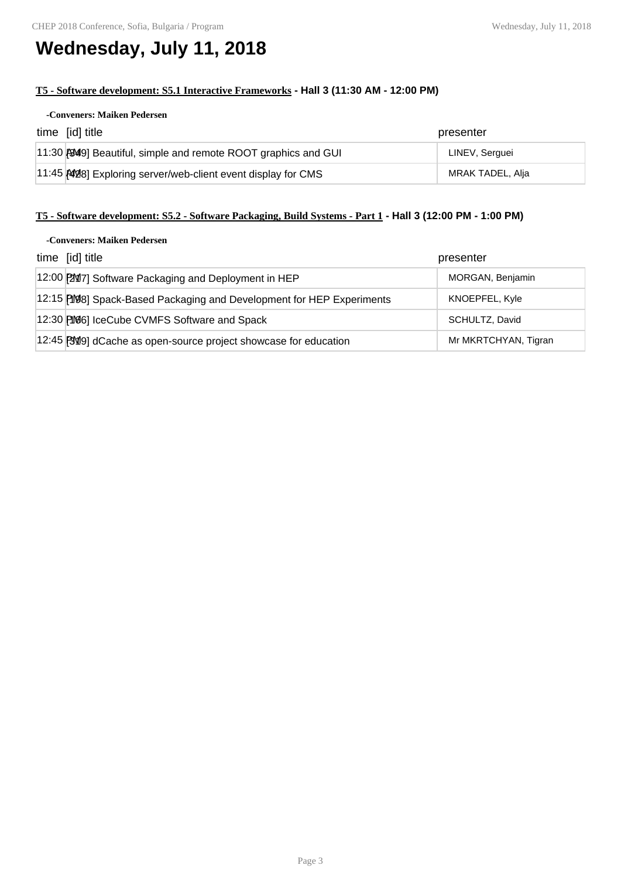# Wednesday, July 11, 2018

**T5 - Software development: S5.1 Interactive Frameworks - Hall 3 (11:30 AM - 12:00 PM)**

**-Conveners: Maiken Pedersen**

| time | [id] title | presenter |
|---|---|---|
| 11:30 AM | [349] Beautiful, simple and remote ROOT graphics and GUI | LINEV, Serguei |
| 11:45 AM | [428] Exploring server/web-client event display for CMS | MRAK TADEL, Alja |

**T5 - Software development: S5.2 - Software Packaging, Build Systems - Part 1 - Hall 3 (12:00 PM - 1:00 PM)**

**-Conveners: Maiken Pedersen**

| time | [id] title | presenter |
|---|---|---|
| 12:00 PM | [217] Software Packaging and Deployment in HEP | MORGAN, Benjamin |
| 12:15 PM | [198] Spack-Based Packaging and Development for HEP Experiments | KNOEPFEL, Kyle |
| 12:30 PM | [166] IceCube CVMFS Software and Spack | SCHULTZ, David |
| 12:45 PM | [319] dCache as open-source project showcase for education | Mr MKRTCHYAN, Tigran |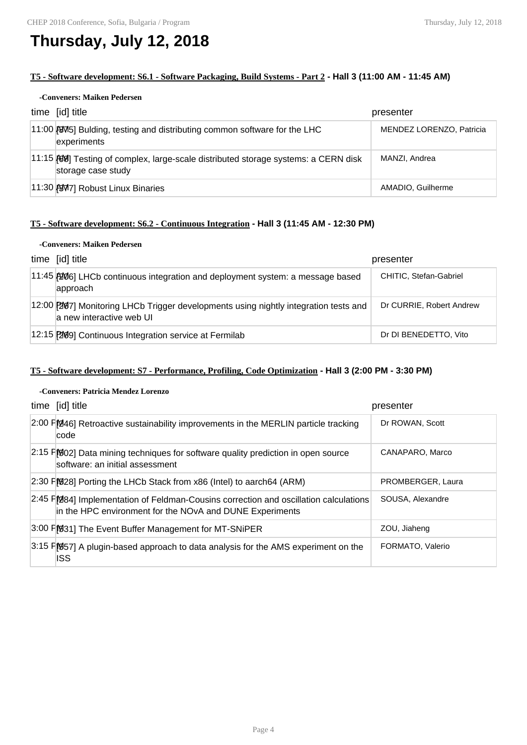# Thursday, July 12, 2018

**T5 - Software development: S6.1 - Software Packaging, Build Systems - Part 2** - Hall 3 (11:00 AM - 11:45 AM)

**-Conveners: Maiken Pedersen**

| time | [id] title | presenter |
|---|---|---|
| 11:00 AM | [375] Bulding, testing and distributing common software for the LHC experiments | MENDEZ LORENZO, Patricia |
| 11:15 AM | [68] Testing of complex, large-scale distributed storage systems: a CERN disk storage case study | MANZI, Andrea |
| 11:30 AM | [377] Robust Linux Binaries | AMADIO, Guilherme |

**T5 - Software development: S6.2 - Continuous Integration** - Hall 3 (11:45 AM - 12:30 PM)

**-Conveners: Maiken Pedersen**

| time | [id] title | presenter |
|---|---|---|
| 11:45 AM | [206] LHCb continuous integration and deployment system: a message based approach | CHITIC, Stefan-Gabriel |
| 12:00 PM | [267] Monitoring LHCb Trigger developments using nightly integration tests and a new interactive web UI | Dr CURRIE, Robert Andrew |
| 12:15 PM | [269] Continuous Integration service at Fermilab | Dr DI BENEDETTO, Vito |

**T5 - Software development: S7 - Performance, Profiling, Code Optimization** - Hall 3 (2:00 PM - 3:30 PM)

**-Conveners: Patricia Mendez Lorenzo**

| time | [id] title | presenter |
|---|---|---|
| 2:00 PM | [246] Retroactive sustainability improvements in the MERLIN particle tracking code | Dr ROWAN, Scott |
| 2:15 PM | [502] Data mining techniques for software quality prediction in open source software: an initial assessment | CANAPARO, Marco |
| 2:30 PM | [528] Porting the LHCb Stack from x86 (Intel) to aarch64 (ARM) | PROMBERGER, Laura |
| 2:45 PM | [284] Implementation of Feldman-Cousins correction and oscillation calculations in the HPC environment for the NOvA and DUNE Experiments | SOUSA, Alexandre |
| 3:00 PM | [531] The Event Buffer Management for MT-SNiPER | ZOU, Jiaheng |
| 3:15 PM | [557] A plugin-based approach to data analysis for the AMS experiment on the ISS | FORMATO, Valerio |